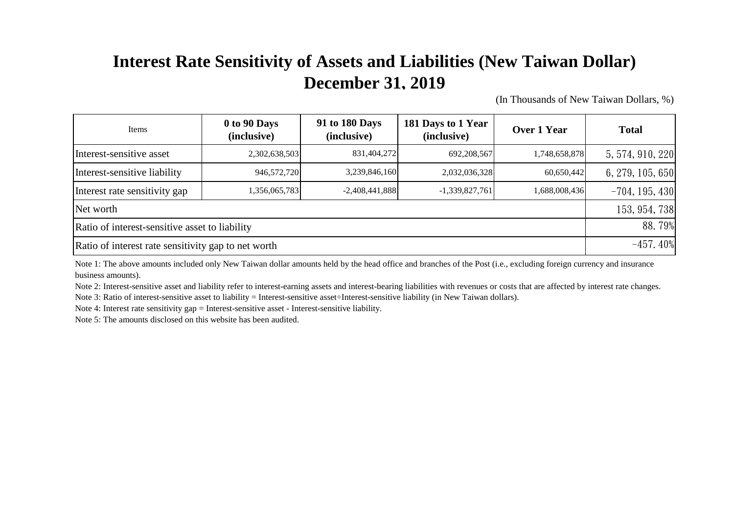# Interest Rate Sensitivity of Assets and Liabilities (New Taiwan Dollar)
## December 31, 2019

(In Thousands of New Taiwan Dollars, %)

| Items | 0 to 90 Days (inclusive) | 91 to 180 Days (inclusive) | 181 Days to 1 Year (inclusive) | Over 1 Year | Total |
|---|---|---|---|---|---|
| Interest-sensitive asset | 2,302,638,503 | 831,404,272 | 692,208,567 | 1,748,658,878 | 5,574,910,220 |
| Interest-sensitive liability | 946,572,720 | 3,239,846,160 | 2,032,036,328 | 60,650,442 | 6,279,105,650 |
| Interest rate sensitivity gap | 1,356,065,783 | -2,408,441,888 | -1,339,827,761 | 1,688,008,436 | -704,195,430 |
| Net worth | | | | | 153,954,738 |
| Ratio of interest-sensitive asset to liability | | | | | 88.79% |
| Ratio of interest rate sensitivity gap to net worth | | | | | -457.40% |

Note 1: The above amounts included only New Taiwan dollar amounts held by the head office and branches of the Post (i.e., excluding foreign currency and insurance business amounts).

Note 2: Interest-sensitive asset and liability refer to interest-earning assets and interest-bearing liabilities with revenues or costs that are affected by interest rate changes.

Note 3: Ratio of interest-sensitive asset to liability = Interest-sensitive asset÷Interest-sensitive liability (in New Taiwan dollars).

Note 4: Interest rate sensitivity gap = Interest-sensitive asset - Interest-sensitive liability.

Note 5: The amounts disclosed on this website has been audited.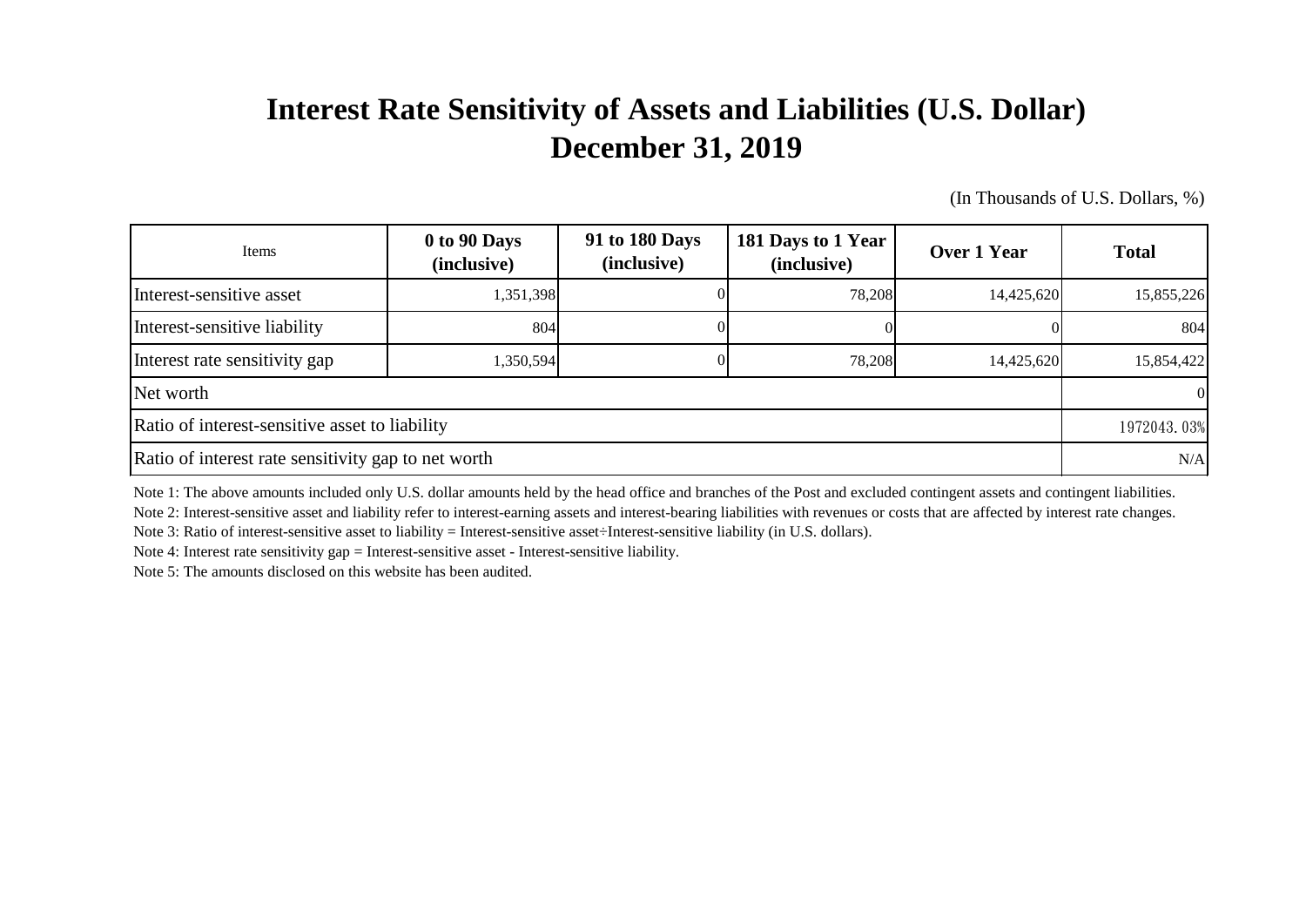# Interest Rate Sensitivity of Assets and Liabilities (U.S. Dollar)
# December 31, 2019

(In Thousands of U.S. Dollars, %)

| Items | 0 to 90 Days (inclusive) | 91 to 180 Days (inclusive) | 181 Days to 1 Year (inclusive) | Over 1 Year | Total |
|---|---|---|---|---|---|
| Interest-sensitive asset | 1,351,398 | 0 | 78,208 | 14,425,620 | 15,855,226 |
| Interest-sensitive liability | 804 | 0 | 0 | 0 | 804 |
| Interest rate sensitivity gap | 1,350,594 | 0 | 78,208 | 14,425,620 | 15,854,422 |
| Net worth | | | | | 0 |
| Ratio of interest-sensitive asset to liability | | | | | 1972043.03% |
| Ratio of interest rate sensitivity gap to net worth | | | | | N/A |

Note 1: The above amounts included only U.S. dollar amounts held by the head office and branches of the Post and excluded contingent assets and contingent liabilities.

Note 2: Interest-sensitive asset and liability refer to interest-earning assets and interest-bearing liabilities with revenues or costs that are affected by interest rate changes.

Note 3: Ratio of interest-sensitive asset to liability = Interest-sensitive asset÷Interest-sensitive liability (in U.S. dollars).

Note 4: Interest rate sensitivity gap = Interest-sensitive asset - Interest-sensitive liability.

Note 5: The amounts disclosed on this website has been audited.